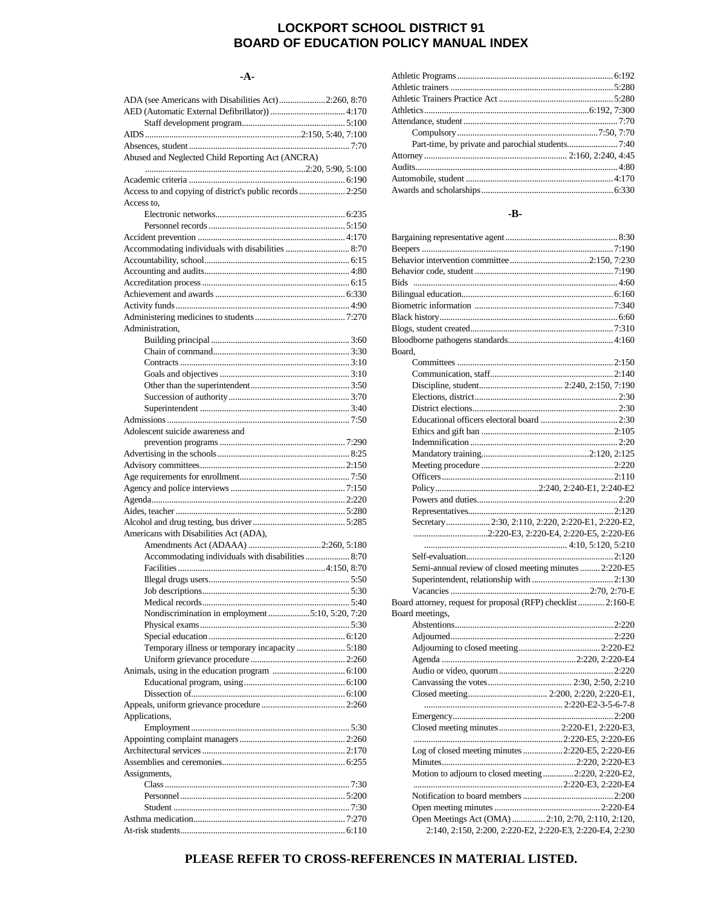# LOCKPORT SCHOOL DISTRICT 91
# BOARD OF EDUCATION POLICY MANUAL INDEX

## -A-

ADA (see Americans with Disabilities Act) ..... 2:260, 8:70
AED (Automatic External Defibrillator)) ..... 4:170
- Staff development program ..... 5:100

AIDS ..... 2:150, 5:40, 7:100
Absences, student ..... 7:70
Abused and Neglected Child Reporting Act (ANCRA) ..... 2:20, 5:90, 5:100
Academic criteria ..... 6:190
Access to and copying of district's public records ..... 2:250
Access to,
- Electronic networks ..... 6:235
- Personnel records ..... 5:150

Accident prevention ..... 4:170
Accommodating individuals with disabilities ..... 8:70
Accountability, school ..... 6:15
Accounting and audits ..... 4:80
Accreditation process ..... 6:15
Achievement and awards ..... 6:330
Activity funds ..... 4:90
Administering medicines to students ..... 7:270
Administration,
- Building principal ..... 3:60
- Chain of command ..... 3:30
- Contracts ..... 3:10
- Goals and objectives ..... 3:10
- Other than the superintendent ..... 3:50
- Succession of authority ..... 3:70
- Superintendent ..... 3:40

Admissions ..... 7:50
Adolescent suicide awareness and prevention programs ..... 7:290
Advertising in the schools ..... 8:25
Advisory committees ..... 2:150
Age requirements for enrollment ..... 7:50
Agency and police interviews ..... 7:150
Agenda ..... 2:220
Aides, teacher ..... 5:280
Alcohol and drug testing, bus driver ..... 5:285
Americans with Disabilities Act (ADA),
- Amendments Act (ADAAA) ..... 2:260, 5:180
- Accommodating individuals with disabilities ..... 8:70
- Facilities ..... 4:150, 8:70
- Illegal drugs users ..... 5:50
- Job descriptions ..... 5:30
- Medical records ..... 5:40
- Nondiscrimination in employment ..... 5:10, 5:20, 7:20
- Physical exams ..... 5:30
- Special education ..... 6:120
- Temporary illness or temporary incapacity ..... 5:180
- Uniform grievance procedure ..... 2:260

Animals, using in the education program ..... 6:100
- Educational program, using ..... 6:100
- Dissection of ..... 6:100

Appeals, uniform grievance procedure ..... 2:260
Applications,
- Employment ..... 5:30

Appointing complaint managers ..... 2:260
Architectural services ..... 2:170
Assemblies and ceremonies ..... 6:255
Assignments,
- Class ..... 7:30
- Personnel ..... 5:200
- Student ..... 7:30

Asthma medication ..... 7:270
At-risk students ..... 6:110
Athletic Programs ..... 6:192
Athletic trainers ..... 5:280
Athletic Trainers Practice Act ..... 5:280
Athletics ..... 6:192, 7:300
Attendance, student ..... 7:70
- Compulsory ..... 7:50, 7:70
- Part-time, by private and parochial students ..... 7:40

Attorney ..... 2:160, 2:240, 4:45
Audits ..... 4:80
Automobile, student ..... 4:170
Awards and scholarships ..... 6:330

## -B-

Bargaining representative agent ..... 8:30
Beepers ..... 7:190
Behavior intervention committee ..... 2:150, 7:230
Behavior code, student ..... 7:190
Bids ..... 4:60
Bilingual education ..... 6:160
Biometric information ..... 7:340
Black history ..... 6:60
Blogs, student created ..... 7:310
Bloodborne pathogens standards ..... 4:160
Board,
- Committees ..... 2:150
- Communication, staff ..... 2:140
- Discipline, student ..... 2:240, 2:150, 7:190
- Elections, district ..... 2:30
- District elections ..... 2:30
- Educational officers electoral board ..... 2:30
- Ethics and gift ban ..... 2:105
- Indemnification ..... 2:20
- Mandatory training ..... 2:120, 2:125
- Meeting procedure ..... 2:220
- Officers ..... 2:110
- Policy ..... 2:240, 2:240-E1, 2:240-E2
- Powers and duties ..... 2:20
- Representatives ..... 2:120
- Secretary ..... 2:30, 2:110, 2:220, 2:220-E1, 2:220-E2, 2:220-E3, 2:220-E4, 2:220-E5, 2:220-E6 ..... 4:10, 5:120, 5:210
- Self-evaluation ..... 2:120
- Semi-annual review of closed meeting minutes ..... 2:220-E5
- Superintendent, relationship with ..... 2:130
- Vacancies ..... 2:70, 2:70-E

Board attorney, request for proposal (RFP) checklist ..... 2:160-E
Board meetings,
- Abstentions ..... 2:220
- Adjourned ..... 2:220
- Adjourning to closed meeting ..... 2:220-E2
- Agenda ..... 2:220, 2:220-E4
- Audio or video, quorum ..... 2:220
- Canvassing the votes ..... 2:30, 2:50, 2:210
- Closed meeting ..... 2:200, 2:220, 2:220-E1, 2:220-E2-3-5-6-7-8
- Emergency ..... 2:200
- Closed meeting minutes ..... 2:220-E1, 2:220-E3, 2:220-E5, 2:220-E6
- Log of closed meeting minutes ..... 2:220-E5, 2:220-E6
- Minutes ..... 2:220, 2:220-E3
- Motion to adjourn to closed meeting ..... 2:220, 2:220-E2, 2:220-E3, 2:220-E4
- Notification to board members ..... 2:200
- Open meeting minutes ..... 2:220-E4
- Open Meetings Act (OMA) ..... 2:10, 2:70, 2:110, 2:120, 2:140, 2:150, 2:200, 2:220-E2, 2:220-E3, 2:220-E4, 2:230

**PLEASE REFER TO CROSS-REFERENCES IN MATERIAL LISTED.**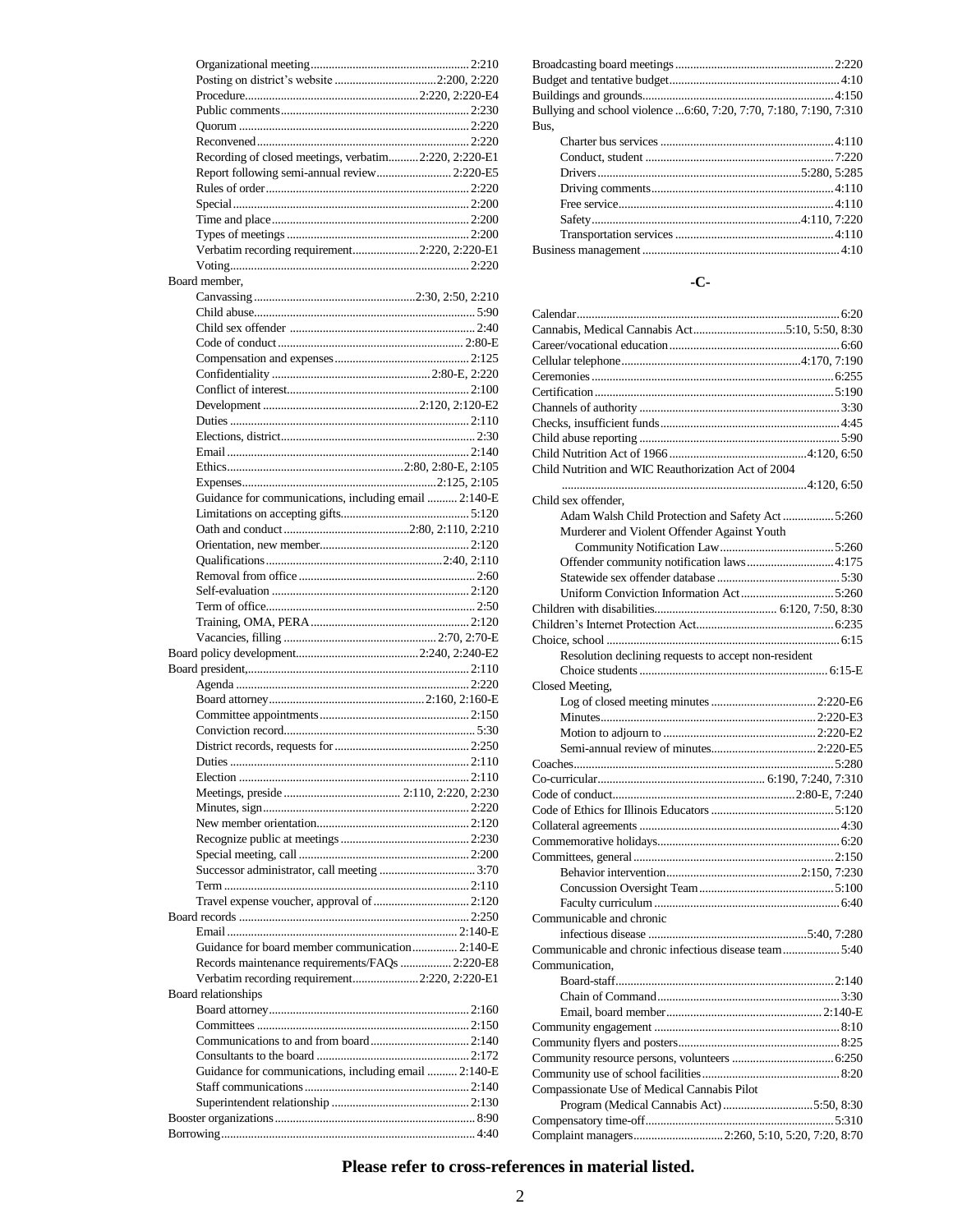Organizational meeting ........ 2:210
Posting on district's website ........ 2:200, 2:220
Procedure ........ 2:220, 2:220-E4
Public comments ........ 2:230
Quorum ........ 2:220
Reconvened ........ 2:220
Recording of closed meetings, verbatim ........ 2:220, 2:220-E1
Report following semi-annual review ........ 2:220-E5
Rules of order ........ 2:220
Special ........ 2:200
Time and place ........ 2:200
Types of meetings ........ 2:200
Verbatim recording requirement ........ 2:220, 2:220-E1
Voting ........ 2:220

Board member,
- Canvassing ........ 2:30, 2:50, 2:210
- Child abuse ........ 5:90
- Child sex offender ........ 2:40
- Code of conduct ........ 2:80-E
- Compensation and expenses ........ 2:125
- Confidentiality ........ 2:80-E, 2:220
- Conflict of interest ........ 2:100
- Development ........ 2:120, 2:120-E2
- Duties ........ 2:110
- Elections, district ........ 2:30
- Email ........ 2:140
- Ethics ........ 2:80, 2:80-E, 2:105
- Expenses ........ 2:125, 2:105
- Guidance for communications, including email ........ 2:140-E
- Limitations on accepting gifts ........ 5:120
- Oath and conduct ........ 2:80, 2:110, 2:210
- Orientation, new member ........ 2:120
- Qualifications ........ 2:40, 2:110
- Removal from office ........ 2:60
- Self-evaluation ........ 2:120
- Term of office ........ 2:50
- Training, OMA, PERA ........ 2:120
- Vacancies, filling ........ 2:70, 2:70-E

Board policy development ........ 2:240, 2:240-E2

Board president, ........ 2:110
- Agenda ........ 2:220
- Board attorney ........ 2:160, 2:160-E
- Committee appointments ........ 2:150
- Conviction record ........ 5:30
- District records, requests for ........ 2:250
- Duties ........ 2:110
- Election ........ 2:110
- Meetings, preside ........ 2:110, 2:220, 2:230
- Minutes, sign ........ 2:220
- New member orientation ........ 2:120
- Recognize public at meetings ........ 2:230
- Special meeting, call ........ 2:200
- Successor administrator, call meeting ........ 3:70
- Term ........ 2:110
- Travel expense voucher, approval of ........ 2:120

Board records ........ 2:250
- Email ........ 2:140-E
- Guidance for board member communication ........ 2:140-E
- Records maintenance requirements/FAQs ........ 2:220-E8
- Verbatim recording requirement ........ 2:220, 2:220-E1

Board relationships
- Board attorney ........ 2:160
- Committees ........ 2:150
- Communications to and from board ........ 2:140
- Consultants to the board ........ 2:172
- Guidance for communications, including email ........ 2:140-E
- Staff communications ........ 2:140
- Superintendent relationship ........ 2:130

Booster organizations ........ 8:90
Borrowing ........ 4:40
Broadcasting board meetings ........ 2:220
Budget and tentative budget ........ 4:10
Buildings and grounds ........ 4:150
Bullying and school violence ... 6:60, 7:20, 7:70, 7:180, 7:190, 7:310

Bus,
- Charter bus services ........ 4:110
- Conduct, student ........ 7:220
- Drivers ........ 5:280, 5:285
- Driving comments ........ 4:110
- Free service ........ 4:110
- Safety ........ 4:110, 7:220
- Transportation services ........ 4:110

Business management ........ 4:10

## -C-

Calendar ........ 6:20
Cannabis, Medical Cannabis Act ........ 5:10, 5:50, 8:30
Career/vocational education ........ 6:60
Cellular telephone ........ 4:170, 7:190
Ceremonies ........ 6:255
Certification ........ 5:190
Channels of authority ........ 3:30
Checks, insufficient funds ........ 4:45
Child abuse reporting ........ 5:90
Child Nutrition Act of 1966 ........ 4:120, 6:50
Child Nutrition and WIC Reauthorization Act of 2004 ........ 4:120, 6:50

Child sex offender,
- Adam Walsh Child Protection and Safety Act ........ 5:260
- Murderer and Violent Offender Against Youth Community Notification Law ........ 5:260
- Offender community notification laws ........ 4:175
- Statewide sex offender database ........ 5:30
- Uniform Conviction Information Act ........ 5:260

Children with disabilities ........ 6:120, 7:50, 8:30
Children's Internet Protection Act ........ 6:235
Choice, school ........ 6:15
- Resolution declining requests to accept non-resident Choice students ........ 6:15-E

Closed Meeting,
- Log of closed meeting minutes ........ 2:220-E6
- Minutes ........ 2:220-E3
- Motion to adjourn to ........ 2:220-E2
- Semi-annual review of minutes ........ 2:220-E5

Coaches ........ 5:280
Co-curricular ........ 6:190, 7:240, 7:310
Code of conduct ........ 2:80-E, 7:240
Code of Ethics for Illinois Educators ........ 5:120
Collateral agreements ........ 4:30
Commemorative holidays ........ 6:20
Committees, general ........ 2:150
- Behavior intervention ........ 2:150, 7:230
- Concussion Oversight Team ........ 5:100
- Faculty curriculum ........ 6:40

Communicable and chronic infectious disease ........ 5:40, 7:280
Communicable and chronic infectious disease team ........ 5:40

Communication,
- Board-staff ........ 2:140
- Chain of Command ........ 3:30
- Email, board member ........ 2:140-E

Community engagement ........ 8:10
Community flyers and posters ........ 8:25
Community resource persons, volunteers ........ 6:250
Community use of school facilities ........ 8:20
Compassionate Use of Medical Cannabis Pilot Program (Medical Cannabis Act) ........ 5:50, 8:30
Compensatory time-off ........ 5:310
Complaint managers ........ 2:260, 5:10, 5:20, 7:20, 8:70

**Please refer to cross-references in material listed.**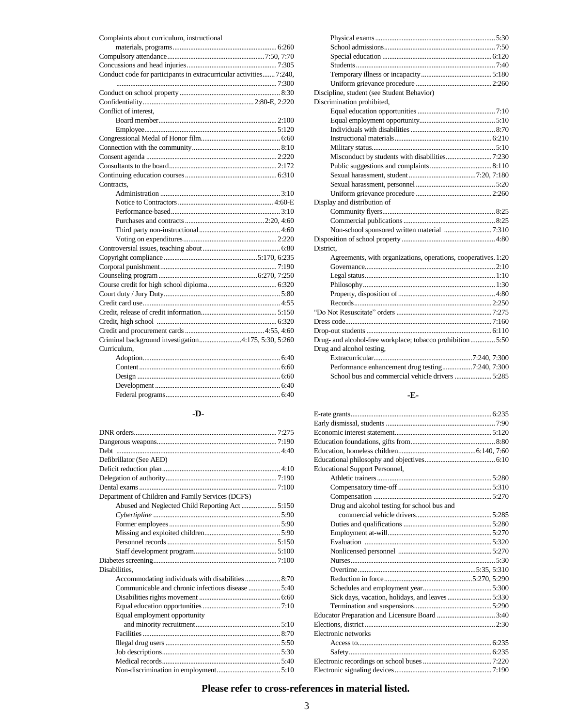Complaints about curriculum, instructional
- materials, programs ........ 6:260

Compulsory attendance ........ 7:50, 7:70
Concussions and head injuries ........ 7:305
Conduct code for participants in extracurricular activities ........ 7:240, 7:300
Conduct on school property ........ 8:30
Confidentiality ........ 2:80-E, 2:220
Conflict of interest,
- Board member ........ 2:100
- Employee ........ 5:120

Congressional Medal of Honor film ........ 6:60
Connection with the community ........ 8:10
Consent agenda ........ 2:220
Consultants to the board ........ 2:172
Continuing education courses ........ 6:310
Contracts,
- Administration ........ 3:10
- Notice to Contractors ........ 4:60-E
- Performance-based ........ 3:10
- Purchases and contracts ........ 2:20, 4:60
- Third party non-instructional ........ 4:60
- Voting on expenditures ........ 2:220

Controversial issues, teaching about ........ 6:80
Copyright compliance ........ 5:170, 6:235
Corporal punishment ........ 7:190
Counseling program ........ 6:270, 7:250
Course credit for high school diploma ........ 6:320
Court duty / Jury Duty ........ 5:80
Credit card use ........ 4:55
Credit, release of credit information ........ 5:150
Credit, high school ........ 6:320
Credit and procurement cards ........ 4:55, 4:60
Criminal background investigation ........ 4:175, 5:30, 5:260
Curriculum,
- Adoption ........ 6:40
- Content ........ 6:60
- Design ........ 6:60
- Development ........ 6:40
- Federal programs ........ 6:40

## -D-

DNR orders ........ 7:275
Dangerous weapons ........ 7:190
Debt ........ 4:40
Defibrillator (See AED)
Deficit reduction plan ........ 4:10
Delegation of authority ........ 7:190
Dental exams ........ 7:100
Department of Children and Family Services (DCFS)
- Abused and Neglected Child Reporting Act ........ 5:150
- *Cybertipline* ........ 5:90
- Former employees ........ 5:90
- Missing and exploited children ........ 5:90
- Personnel records ........ 5:150
- Staff development program ........ 5:100

Diabetes screening ........ 7:100
Disabilities,
- Accommodating individuals with disabilities ........ 8:70
- Communicable and chronic infectious disease ........ 5:40
- Disabilities rights movement ........ 6:60
- Equal education opportunities ........ 7:10
- Equal employment opportunity and minority recruitment ........ 5:10
- Facilities ........ 8:70
- Illegal drug users ........ 5:50
- Job descriptions ........ 5:30
- Medical records ........ 5:40
- Non-discrimination in employment ........ 5:10
- Physical exams ........ 5:30
- School admissions ........ 7:50
- Special education ........ 6:120
- Students ........ 7:40
- Temporary illness or incapacity ........ 5:180
- Uniform grievance procedure ........ 2:260

Discipline, student (see Student Behavior)
Discrimination prohibited,
- Equal education opportunities ........ 7:10
- Equal employment opportunity ........ 5:10
- Individuals with disabilities ........ 8:70
- Instructional materials ........ 6:210
- Military status ........ 5:10
- Misconduct by students with disabilities ........ 7:230
- Public suggestions and complaints ........ 8:110
- Sexual harassment, student ........ 7:20, 7:180
- Sexual harassment, personnel ........ 5:20
- Uniform grievance procedure ........ 2:260

Display and distribution of
- Community flyers ........ 8:25
- Commercial publications ........ 8:25
- Non-school sponsored written material ........ 7:310

Disposition of school property ........ 4:80
District,
- Agreements, with organizations, operations, cooperatives ........ 1:20
- Governance ........ 2:10
- Legal status ........ 1:10
- Philosophy ........ 1:30
- Property, disposition of ........ 4:80
- Records ........ 2:250

"Do Not Resuscitate" orders ........ 7:275
Dress code ........ 7:160
Drop-out students ........ 6:110
Drug- and alcohol-free workplace; tobacco prohibition ........ 5:50
Drug and alcohol testing,
- Extracurricular ........ 7:240, 7:300
- Performance enhancement drug testing ........ 7:240, 7:300
- School bus and commercial vehicle drivers ........ 5:285

## -E-

E-rate grants ........ 6:235
Early dismissal, students ........ 7:90
Economic interest statement ........ 5:120
Education foundations, gifts from ........ 8:80
Education, homeless children ........ 6:140, 7:60
Educational philosophy and objectives ........ 6:10
Educational Support Personnel,
- Athletic trainers ........ 5:280
- Compensatory time-off ........ 5:310
- Compensation ........ 5:270
- Drug and alcohol testing for school bus and commercial vehicle drivers ........ 5:285
- Duties and qualifications ........ 5:280
- Employment at-will ........ 5:270
- Evaluation ........ 5:320
- Nonlicensed personnel ........ 5:270
- Nurses ........ 5:30
- Overtime ........ 5:35, 5:310
- Reduction in force ........ 5:270, 5:290
- Schedules and employment year ........ 5:300
- Sick days, vacation, holidays, and leaves ........ 5:330
- Termination and suspensions ........ 5:290

Educator Preparation and Licensure Board ........ 3:40
Elections, district ........ 2:30
Electronic networks
- Access to ........ 6:235
- Safety ........ 6:235

Electronic recordings on school buses ........ 7:220
Electronic signaling devices ........ 7:190

**Please refer to cross-references in material listed.**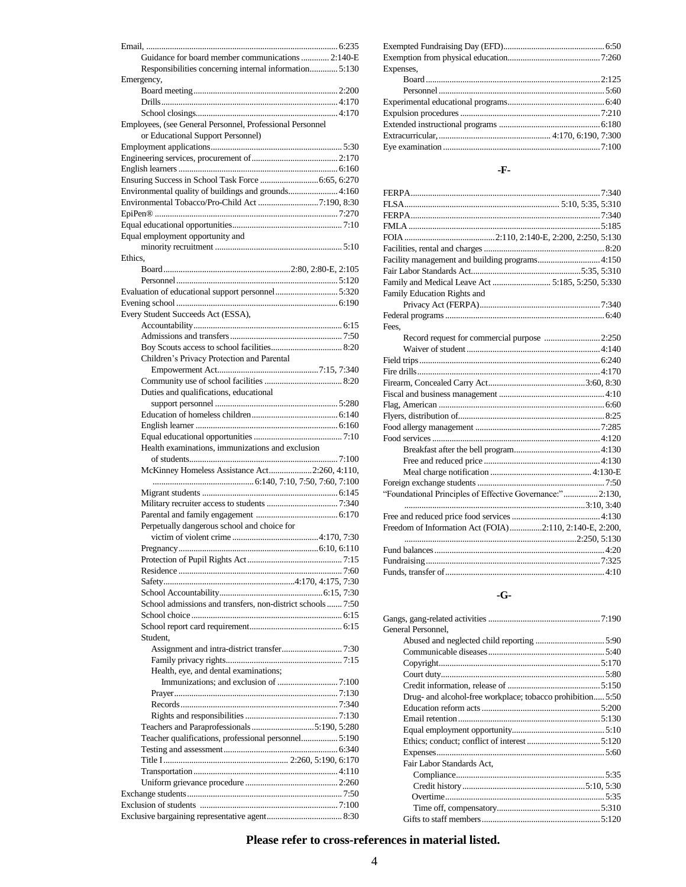Email, ... 6:235
- Guidance for board member communications ... 2:140-E
- Responsibilities concerning internal information ... 5:130

Emergency,
- Board meeting ... 2:200
- Drills ... 4:170
- School closings ... 4:170

Employees, (see General Personnel, Professional Personnel or Educational Support Personnel)

Employment applications ... 5:30

Engineering services, procurement of ... 2:170

English learners ... 6:160

Ensuring Success in School Task Force ... 6:65, 6:270

Environmental quality of buildings and grounds ... 4:160

Environmental Tobacco/Pro-Child Act ... 7:190, 8:30

EpiPen® ... 7:270

Equal educational opportunities ... 7:10

Equal employment opportunity and minority recruitment ... 5:10

Ethics,
- Board ... 2:80, 2:80-E, 2:105
- Personnel ... 5:120

Evaluation of educational support personnel ... 5:320

Evening school ... 6:190

Every Student Succeeds Act (ESSA),
- Accountability ... 6:15
- Admissions and transfers ... 7:50
- Boy Scouts access to school facilities ... 8:20
- Children's Privacy Protection and Parental Empowerment Act ... 7:15, 7:340
- Community use of school facilities ... 8:20
- Duties and qualifications, educational support personnel ... 5:280
- Education of homeless children ... 6:140
- English learner ... 6:160
- Equal educational opportunities ... 7:10
- Health examinations, immunizations and exclusion of students ... 7:100
- McKinney Homeless Assistance Act ... 2:260, 4:110, 6:140, 7:10, 7:50, 7:60, 7:100
- Migrant students ... 6:145
- Military recruiter access to students ... 7:340
- Parental and family engagement ... 6:170
- Perpetually dangerous school and choice for victim of violent crime ... 4:170, 7:30
- Pregnancy ... 6:10, 6:110
- Protection of Pupil Rights Act ... 7:15
- Residence ... 7:60
- Safety ... 4:170, 4:175, 7:30
- School Accountability ... 6:15, 7:30
- School admissions and transfers, non-district schools ... 7:50
- School choice ... 6:15
- School report card requirement ... 6:15
- Student,
  - Assignment and intra-district transfer ... 7:30
  - Family privacy rights ... 7:15
  - Health, eye, and dental examinations; Immunizations; and exclusion of ... 7:100
  - Prayer ... 7:130
  - Records ... 7:340
  - Rights and responsibilities ... 7:130
- Teachers and Paraprofessionals ... 5:190, 5:280
- Teacher qualifications, professional personnel ... 5:190
- Testing and assessment ... 6:340
- Title I ... 2:260, 5:190, 6:170
- Transportation ... 4:110
- Uniform grievance procedure ... 2:260

Exchange students ... 7:50

Exclusion of students ... 7:100

Exclusive bargaining representative agent ... 8:30

Exempted Fundraising Day (EFD) ... 6:50

Exemption from physical education ... 7:260

Expenses,
- Board ... 2:125
- Personnel ... 5:60

Experimental educational programs ... 6:40

Expulsion procedures ... 7:210

Extended instructional programs ... 6:180

Extracurricular, ... 4:170, 6:190, 7:300

Eye examination ... 7:100

## -F-

FERPA ... 7:340

FLSA ... 5:10, 5:35, 5:310

FERPA ... 7:340

FMLA ... 5:185

FOIA ... 2:110, 2:140-E, 2:200, 2:250, 5:130

Facilities, rental and charges ... 8:20

Facility management and building programs ... 4:150

Fair Labor Standards Act ... 5:35, 5:310

Family and Medical Leave Act ... 5:185, 5:250, 5:330

Family Education Rights and Privacy Act (FERPA) ... 7:340

Federal programs ... 6:40

Fees,
- Record request for commercial purpose ... 2:250
- Waiver of student ... 4:140

Field trips ... 6:240

Fire drills ... 4:170

Firearm, Concealed Carry Act ... 3:60, 8:30

Fiscal and business management ... 4:10

Flag, American ... 6:60

Flyers, distribution of ... 8:25

Food allergy management ... 7:285

Food services ... 4:120
- Breakfast after the bell program ... 4:130
- Free and reduced price ... 4:130
- Meal charge notification ... 4:130-E

Foreign exchange students ... 7:50

"Foundational Principles of Effective Governance:" ... 2:130, 3:10, 3:40

Free and reduced price food services ... 4:130

Freedom of Information Act (FOIA) ... 2:110, 2:140-E, 2:200, 2:250, 5:130

Fund balances ... 4:20

Fundraising ... 7:325

Funds, transfer of ... 4:10

## -G-

Gangs, gang-related activities ... 7:190

General Personnel,
- Abused and neglected child reporting ... 5:90
- Communicable diseases ... 5:40
- Copyright ... 5:170
- Court duty ... 5:80
- Credit information, release of ... 5:150
- Drug- and alcohol-free workplace; tobacco prohibition ... 5:50
- Education reform acts ... 5:200
- Email retention ... 5:130
- Equal employment opportunity ... 5:10
- Ethics; conduct; conflict of interest ... 5:120
- Expenses ... 5:60
- Fair Labor Standards Act,
  - Compliance ... 5:35
  - Credit history ... 5:10, 5:30
  - Overtime ... 5:35
  - Time off, compensatory ... 5:310
- Gifts to staff members ... 5:120

**Please refer to cross-references in material listed.**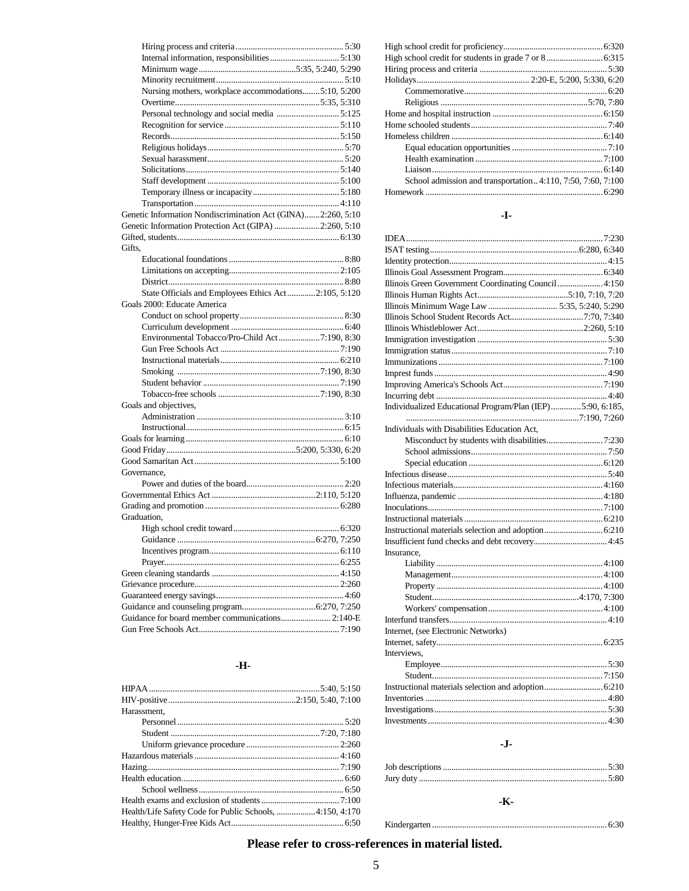- Hiring process and criteria ..... 5:30
- Internal information, responsibilities ..... 5:130
- Minimum wage ..... 5:35, 5:240, 5:290
- Minority recruitment ..... 5:10
- Nursing mothers, workplace accommodations ..... 5:10, 5:200
- Overtime ..... 5:35, 5:310
- Personal technology and social media ..... 5:125
- Recognition for service ..... 5:110
- Records ..... 5:150
- Religious holidays ..... 5:70
- Sexual harassment ..... 5:20
- Solicitations ..... 5:140
- Staff development ..... 5:100
- Temporary illness or incapacity ..... 5:180
- Transportation ..... 4:110

Genetic Information Nondiscrimination Act (GINA) ..... 2:260, 5:10
Genetic Information Protection Act (GIPA) ..... 2:260, 5:10
Gifted, students ..... 6:130
Gifts,
- Educational foundations ..... 8:80
- Limitations on accepting ..... 2:105
- District ..... 8:80
- State Officials and Employees Ethics Act ..... 2:105, 5:120

Goals 2000: Educate America
- Conduct on school property ..... 8:30
- Curriculum development ..... 6:40
- Environmental Tobacco/Pro-Child Act ..... 7:190, 8:30
- Gun Free Schools Act ..... 7:190
- Instructional materials ..... 6:210
- Smoking ..... 7:190, 8:30
- Student behavior ..... 7:190
- Tobacco-free schools ..... 7:190, 8:30

Goals and objectives,
- Administration ..... 3:10
- Instructional ..... 6:15

Goals for learning ..... 6:10
Good Friday ..... 5:200, 5:330, 6:20
Good Samaritan Act ..... 5:100
Governance,
- Power and duties of the board ..... 2:20

Governmental Ethics Act ..... 2:110, 5:120
Grading and promotion ..... 6:280
Graduation,
- High school credit toward ..... 6:320
- Guidance ..... 6:270, 7:250
- Incentives program ..... 6:110
- Prayer ..... 6:255

Green cleaning standards ..... 4:150
Grievance procedure ..... 2:260
Guaranteed energy savings ..... 4:60
Guidance and counseling program ..... 6:270, 7:250
Guidance for board member communications ..... 2:140-E
Gun Free Schools Act ..... 7:190

## -H-

HIPAA ..... 5:40, 5:150
HIV-positive ..... 2:150, 5:40, 7:100
Harassment,
- Personnel ..... 5:20
- Student ..... 7:20, 7:180
- Uniform grievance procedure ..... 2:260

Hazardous materials ..... 4:160
Hazing ..... 7:190
Health education ..... 6:60
- School wellness ..... 6:50

Health exams and exclusion of students ..... 7:100
Health/Life Safety Code for Public Schools, ..... 4:150, 4:170
Healthy, Hunger-Free Kids Act ..... 6:50
High school credit for proficiency ..... 6:320
High school credit for students in grade 7 or 8 ..... 6:315
Hiring process and criteria ..... 5:30
Holidays ..... 2:20-E, 5:200, 5:330, 6:20
- Commemorative ..... 6:20
- Religious ..... 5:70, 7:80

Home and hospital instruction ..... 6:150
Home schooled students ..... 7:40
Homeless children ..... 6:140
- Equal education opportunities ..... 7:10
- Health examination ..... 7:100
- Liaison ..... 6:140
- School admission and transportation .. 4:110, 7:50, 7:60, 7:100

Homework ..... 6:290

## -I-

IDEA ..... 7:230
ISAT testing ..... 6:280, 6:340
Identity protection ..... 4:15
Illinois Goal Assessment Program ..... 6:340
Illinois Green Government Coordinating Council ..... 4:150
Illinois Human Rights Act ..... 5:10, 7:10, 7:20
Illinois Minimum Wage Law ..... 5:35, 5:240, 5:290
Illinois School Student Records Act ..... 7:70, 7:340
Illinois Whistleblower Act ..... 2:260, 5:10
Immigration investigation ..... 5:30
Immigration status ..... 7:10
Immunizations ..... 7:100
Imprest funds ..... 4:90
Improving America's Schools Act ..... 7:190
Incurring debt ..... 4:40
Individualized Educational Program/Plan (IEP) ..... 5:90, 6:185, ..... 7:190, 7:260
Individuals with Disabilities Education Act,
- Misconduct by students with disabilities ..... 7:230
- School admissions ..... 7:50
- Special education ..... 6:120

Infectious disease ..... 5:40
Infectious materials ..... 4:160
Influenza, pandemic ..... 4:180
Inoculations ..... 7:100
Instructional materials ..... 6:210
Instructional materials selection and adoption ..... 6:210
Insufficient fund checks and debt recovery ..... 4:45
Insurance,
- Liability ..... 4:100
- Management ..... 4:100
- Property ..... 4:100
- Student ..... 4:170, 7:300
- Workers' compensation ..... 4:100

Interfund transfers ..... 4:10
Internet, (see Electronic Networks)
Internet, safety ..... 6:235
Interviews,
- Employee ..... 5:30
- Student ..... 7:150

Instructional materials selection and adoption ..... 6:210
Inventories ..... 4:80
Investigations ..... 5:30
Investments ..... 4:30

## -J-

Job descriptions ..... 5:30
Jury duty ..... 5:80

## -K-

Kindergarten ..... 6:30

**Please refer to cross-references in material listed.**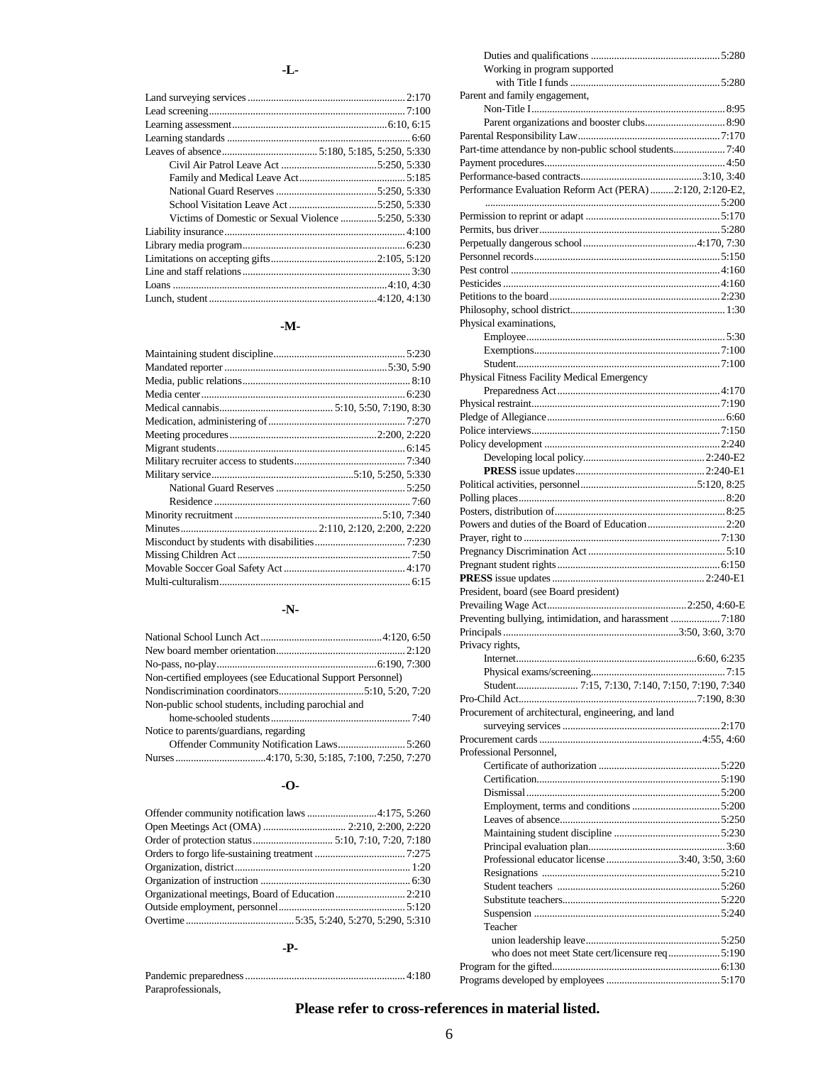## -L-

Land surveying services .......... 2:170
Lead screening .......... 7:100
Learning assessment .......... 6:10, 6:15
Learning standards .......... 6:60
Leaves of absence .......... 5:180, 5:185, 5:250, 5:330
- Civil Air Patrol Leave Act .......... 5:250, 5:330
- Family and Medical Leave Act .......... 5:185
- National Guard Reserves .......... 5:250, 5:330
- School Visitation Leave Act .......... 5:250, 5:330
- Victims of Domestic or Sexual Violence .......... 5:250, 5:330

Liability insurance .......... 4:100
Library media program .......... 6:230
Limitations on accepting gifts .......... 2:105, 5:120
Line and staff relations .......... 3:30
Loans .......... 4:10, 4:30
Lunch, student .......... 4:120, 4:130

## -M-

Maintaining student discipline .......... 5:230
Mandated reporter .......... 5:30, 5:90
Media, public relations .......... 8:10
Media center .......... 6:230
Medical cannabis .......... 5:10, 5:50, 7:190, 8:30
Medication, administering of .......... 7:270
Meeting procedures .......... 2:200, 2:220
Migrant students .......... 6:145
Military recruiter access to students .......... 7:340
Military service .......... 5:10, 5:250, 5:330
- National Guard Reserves .......... 5:250
- Residence .......... 7:60

Minority recruitment .......... 5:10, 7:340
Minutes .......... 2:110, 2:120, 2:200, 2:220
Misconduct by students with disabilities .......... 7:230
Missing Children Act .......... 7:50
Movable Soccer Goal Safety Act .......... 4:170
Multi-culturalism .......... 6:15

## -N-

National School Lunch Act .......... 4:120, 6:50
New board member orientation .......... 2:120
No-pass, no-play .......... 6:190, 7:300
Non-certified employees (see Educational Support Personnel)
Nondiscrimination coordinators .......... 5:10, 5:20, 7:20
Non-public school students, including parochial and home-schooled students .......... 7:40
Notice to parents/guardians, regarding
- Offender Community Notification Laws .......... 5:260

Nurses .......... 4:170, 5:30, 5:185, 7:100, 7:250, 7:270

## -O-

Offender community notification laws .......... 4:175, 5:260
Open Meetings Act (OMA) .......... 2:210, 2:200, 2:220
Order of protection status .......... 5:10, 7:10, 7:20, 7:180
Orders to forgo life-sustaining treatment .......... 7:275
Organization, district .......... 1:20
Organization of instruction .......... 6:30
Organizational meetings, Board of Education .......... 2:210
Outside employment, personnel .......... 5:120
Overtime .......... 5:35, 5:240, 5:270, 5:290, 5:310

## -P-

Pandemic preparedness .......... 4:180
Paraprofessionals,
- Duties and qualifications .......... 5:280
- Working in program supported with Title I funds .......... 5:280

Parent and family engagement,
- Non-Title I .......... 8:95
- Parent organizations and booster clubs .......... 8:90

Parental Responsibility Law .......... 7:170
Part-time attendance by non-public school students .......... 7:40
Payment procedures .......... 4:50
Performance-based contracts .......... 3:10, 3:40
Performance Evaluation Reform Act (PERA) .......... 2:120, 2:120-E2, 5:200
Permission to reprint or adapt .......... 5:170
Permits, bus driver .......... 5:280
Perpetually dangerous school .......... 4:170, 7:30
Personnel records .......... 5:150
Pest control .......... 4:160
Pesticides .......... 4:160
Petitions to the board .......... 2:230
Philosophy, school district .......... 1:30
Physical examinations,
- Employee .......... 5:30
- Exemptions .......... 7:100
- Student .......... 7:100

Physical Fitness Facility Medical Emergency Preparedness Act .......... 4:170
Physical restraint .......... 7:190
Pledge of Allegiance .......... 6:60
Police interviews .......... 7:150
Policy development .......... 2:240
- Developing local policy .......... 2:240-E2
- **PRESS** issue updates .......... 2:240-E1

Political activities, personnel .......... 5:120, 8:25
Polling places .......... 8:20
Posters, distribution of .......... 8:25
Powers and duties of the Board of Education .......... 2:20
Prayer, right to .......... 7:130
Pregnancy Discrimination Act .......... 5:10
Pregnant student rights .......... 6:150
**PRESS** issue updates .......... 2:240-E1
President, board (see Board president)
Prevailing Wage Act .......... 2:250, 4:60-E
Preventing bullying, intimidation, and harassment .......... 7:180
Principals .......... 3:50, 3:60, 3:70
Privacy rights,
- Internet .......... 6:60, 6:235
- Physical exams/screening .......... 7:15
- Student .......... 7:15, 7:130, 7:140, 7:150, 7:190, 7:340

Pro-Child Act .......... 7:190, 8:30
Procurement of architectural, engineering, and land surveying services .......... 2:170
Procurement cards .......... 4:55, 4:60
Professional Personnel,
- Certificate of authorization .......... 5:220
- Certification .......... 5:190
- Dismissal .......... 5:200
- Employment, terms and conditions .......... 5:200
- Leaves of absence .......... 5:250
- Maintaining student discipline .......... 5:230
- Principal evaluation plan .......... 3:60
- Professional educator license .......... 3:40, 3:50, 3:60
- Resignations .......... 5:210
- Student teachers .......... 5:260
- Substitute teachers .......... 5:220
- Suspension .......... 5:240
- Teacher
  - union leadership leave .......... 5:250
  - who does not meet State cert/licensure req .......... 5:190

Program for the gifted .......... 6:130
Programs developed by employees .......... 5:170

**Please refer to cross-references in material listed.**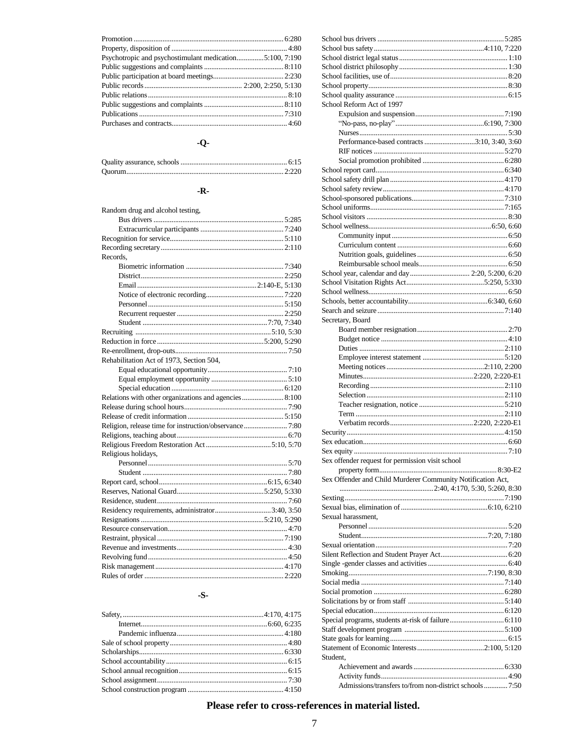Promotion ........ 6:280
Property, disposition of ........ 4:80
Psychotropic and psychostimulant medication ........ 5:100, 7:190
Public suggestions and complaints ........ 8:110
Public participation at board meetings ........ 2:230
Public records ........ 2:200, 2:250, 5:130
Public relations ........ 8:10
Public suggestions and complaints ........ 8:110
Publications ........ 7:310
Purchases and contracts ........ 4:60

## -Q-

Quality assurance, schools ........ 6:15
Quorum ........ 2:220

## -R-

Random drug and alcohol testing,
- Bus drivers ........ 5:285
- Extracurricular participants ........ 7:240

Recognition for service ........ 5:110
Recording secretary ........ 2:110
Records,
- Biometric information ........ 7:340
- District ........ 2:250
- Email ........ 2:140-E, 5:130
- Notice of electronic recording ........ 7:220
- Personnel ........ 5:150
- Recurrent requester ........ 2:250
- Student ........ 7:70, 7:340

Recruiting ........ 5:10, 5:30
Reduction in force ........ 5:200, 5:290
Re-enrollment, drop-outs ........ 7:50
Rehabilitation Act of 1973, Section 504,
- Equal educational opportunity ........ 7:10
- Equal employment opportunity ........ 5:10
- Special education ........ 6:120

Relations with other organizations and agencies ........ 8:100
Release during school hours ........ 7:90
Release of credit information ........ 5:150
Religion, release time for instruction/observance ........ 7:80
Religions, teaching about ........ 6:70
Religious Freedom Restoration Act ........ 5:10, 5:70
Religious holidays,
- Personnel ........ 5:70
- Student ........ 7:80

Report card, school ........ 6:15, 6:340
Reserves, National Guard ........ 5:250, 5:330
Residence, student ........ 7:60
Residency requirements, administrator ........ 3:40, 3:50
Resignations ........ 5:210, 5:290
Resource conservation ........ 4:70
Restraint, physical ........ 7:190
Revenue and investments ........ 4:30
Revolving fund ........ 4:50
Risk management ........ 4:170
Rules of order ........ 2:220

## -S-

Safety, ........ 4:170, 4:175
- Internet ........ 6:60, 6:235
- Pandemic influenza ........ 4:180

Sale of school property ........ 4:80
Scholarships ........ 6:330
School accountability ........ 6:15
School annual recognition ........ 6:15
School assignment ........ 7:30
School construction program ........ 4:150
School bus drivers ........ 5:285
School bus safety ........ 4:110, 7:220
School district legal status ........ 1:10
School district philosophy ........ 1:30
School facilities, use of ........ 8:20
School property ........ 8:30
School quality assurance ........ 6:15
School Reform Act of 1997
- Expulsion and suspension ........ 7:190
- “No-pass, no-play” ........ 6:190, 7:300
- Nurses ........ 5:30
- Performance-based contracts ........ 3:10, 3:40, 3:60
- RIF notices ........ 5:270
- Social promotion prohibited ........ 6:280

School report card ........ 6:340
School safety drill plan ........ 4:170
School safety review ........ 4:170
School-sponsored publications ........ 7:310
School uniforms ........ 7:165
School visitors ........ 8:30
School wellness ........ 6:50, 6:60
- Community input ........ 6:50
- Curriculum content ........ 6:60
- Nutrition goals, guidelines ........ 6:50
- Reimbursable school meals ........ 6:50

School year, calendar and day ........ 2:20, 5:200, 6:20
School Visitation Rights Act ........ 5:250, 5:330
School wellness ........ 6:50
Schools, better accountability ........ 6:340, 6:60
Search and seizure ........ 7:140
Secretary, Board
- Board member resignation ........ 2:70
- Budget notice ........ 4:10
- Duties ........ 2:110
- Employee interest statement ........ 5:120
- Meeting notices ........ 2:110, 2:200
- Minutes ........ 2:220, 2:220-E1
- Recording ........ 2:110
- Selection ........ 2:110
- Teacher resignation, notice ........ 5:210
- Term ........ 2:110
- Verbatim records ........ 2:220, 2:220-E1

Security ........ 4:150
Sex education ........ 6:60
Sex equity ........ 7:10
Sex offender request for permission visit school property form ........ 8:30-E2
Sex Offender and Child Murderer Community Notification Act, ........ 2:40, 4:170, 5:30, 5:260, 8:30
Sexting ........ 7:190
Sexual bias, elimination of ........ 6:10, 6:210
Sexual harassment,
- Personnel ........ 5:20
- Student ........ 7:20, 7:180

Sexual orientation ........ 7:20
Silent Reflection and Student Prayer Act ........ 6:20
Single -gender classes and activities ........ 6:40
Smoking ........ 7:190, 8:30
Social media ........ 7:140
Social promotion ........ 6:280
Solicitations by or from staff ........ 5:140
Special education ........ 6:120
Special programs, students at-risk of failure ........ 6:110
Staff development program ........ 5:100
State goals for learning ........ 6:15
Statement of Economic Interests ........ 2:100, 5:120
Student,
- Achievement and awards ........ 6:330
- Activity funds ........ 4:90
- Admissions/transfers to/from non-district schools ........ 7:50

**Please refer to cross-references in material listed.**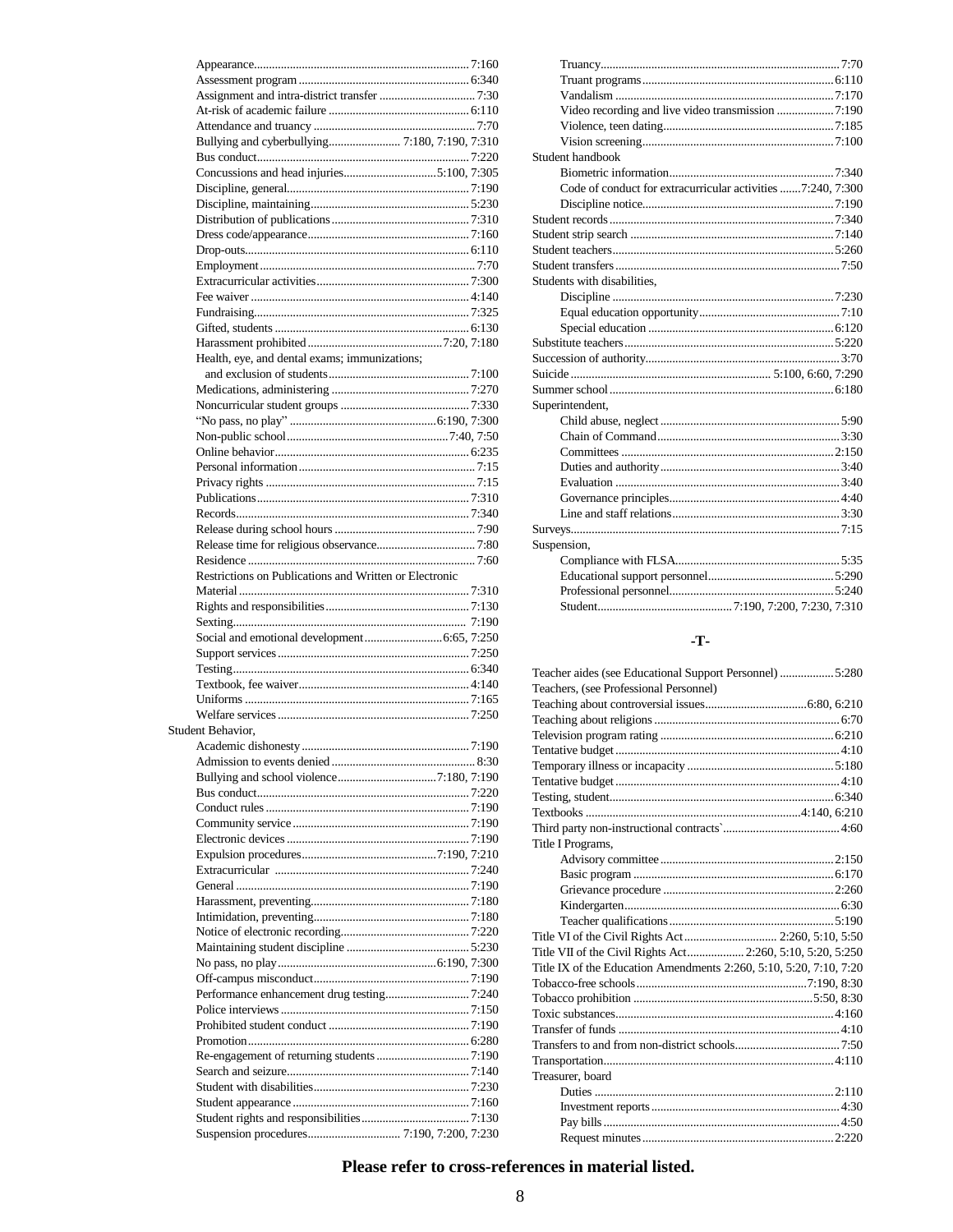- Appearance ... 7:160
- Assessment program ... 6:340
- Assignment and intra-district transfer ... 7:30
- At-risk of academic failure ... 6:110
- Attendance and truancy ... 7:70
- Bullying and cyberbullying ... 7:180, 7:190, 7:310
- Bus conduct ... 7:220
- Concussions and head injuries ... 5:100, 7:305
- Discipline, general ... 7:190
- Discipline, maintaining ... 5:230
- Distribution of publications ... 7:310
- Dress code/appearance ... 7:160
- Drop-outs ... 6:110
- Employment ... 7:70
- Extracurricular activities ... 7:300
- Fee waiver ... 4:140
- Fundraising ... 7:325
- Gifted, students ... 6:130
- Harassment prohibited ... 7:20, 7:180
- Health, eye, and dental exams; immunizations; and exclusion of students ... 7:100
- Medications, administering ... 7:270
- Noncurricular student groups ... 7:330
- "No pass, no play" ... 6:190, 7:300
- Non-public school ... 7:40, 7:50
- Online behavior ... 6:235
- Personal information ... 7:15
- Privacy rights ... 7:15
- Publications ... 7:310
- Records ... 7:340
- Release during school hours ... 7:90
- Release time for religious observance ... 7:80
- Residence ... 7:60
- Restrictions on Publications and Written or Electronic Material ... 7:310
- Rights and responsibilities ... 7:130
- Sexting ... 7:190
- Social and emotional development ... 6:65, 7:250
- Support services ... 7:250
- Testing ... 6:340
- Textbook, fee waiver ... 4:140
- Uniforms ... 7:165
- Welfare services ... 7:250

Student Behavior,
- Academic dishonesty ... 7:190
- Admission to events denied ... 8:30
- Bullying and school violence ... 7:180, 7:190
- Bus conduct ... 7:220
- Conduct rules ... 7:190
- Community service ... 7:190
- Electronic devices ... 7:190
- Expulsion procedures ... 7:190, 7:210
- Extracurricular ... 7:240
- General ... 7:190
- Harassment, preventing ... 7:180
- Intimidation, preventing ... 7:180
- Notice of electronic recording ... 7:220
- Maintaining student discipline ... 5:230
- No pass, no play ... 6:190, 7:300
- Off-campus misconduct ... 7:190
- Performance enhancement drug testing ... 7:240
- Police interviews ... 7:150
- Prohibited student conduct ... 7:190
- Promotion ... 6:280
- Re-engagement of returning students ... 7:190
- Search and seizure ... 7:140
- Student with disabilities ... 7:230
- Student appearance ... 7:160
- Student rights and responsibilities ... 7:130
- Suspension procedures ... 7:190, 7:200, 7:230
- Truancy ... 7:70
- Truant programs ... 6:110
- Vandalism ... 7:170
- Video recording and live video transmission ... 7:190
- Violence, teen dating ... 7:185
- Vision screening ... 7:100

Student handbook
- Biometric information ... 7:340
- Code of conduct for extracurricular activities ... 7:240, 7:300
- Discipline notice ... 7:190

Student records ... 7:340
Student strip search ... 7:140
Student teachers ... 5:260
Student transfers ... 7:50

Students with disabilities,
- Discipline ... 7:230
- Equal education opportunity ... 7:10
- Special education ... 6:120

Substitute teachers ... 5:220
Succession of authority ... 3:70
Suicide ... 5:100, 6:60, 7:290
Summer school ... 6:180

Superintendent,
- Child abuse, neglect ... 5:90
- Chain of Command ... 3:30
- Committees ... 2:150
- Duties and authority ... 3:40
- Evaluation ... 3:40
- Governance principles ... 4:40
- Line and staff relations ... 3:30

Surveys ... 7:15

Suspension,
- Compliance with FLSA ... 5:35
- Educational support personnel ... 5:290
- Professional personnel ... 5:240
- Student ... 7:190, 7:200, 7:230, 7:310

## -T-

Teacher aides (see Educational Support Personnel) ... 5:280
Teachers, (see Professional Personnel)
Teaching about controversial issues ... 6:80, 6:210
Teaching about religions ... 6:70
Television program rating ... 6:210
Tentative budget ... 4:10
Temporary illness or incapacity ... 5:180
Tentative budget ... 4:10
Testing, student ... 6:340
Textbooks ... 4:140, 6:210
Third party non-instructional contracts` ... 4:60

Title I Programs,
- Advisory committee ... 2:150
- Basic program ... 6:170
- Grievance procedure ... 2:260
- Kindergarten ... 6:30
- Teacher qualifications ... 5:190

Title VI of the Civil Rights Act ... 2:260, 5:10, 5:50
Title VII of the Civil Rights Act ... 2:260, 5:10, 5:20, 5:250
Title IX of the Education Amendments 2:260, 5:10, 5:20, 7:10, 7:20
Tobacco-free schools ... 7:190, 8:30
Tobacco prohibition ... 5:50, 8:30
Toxic substances ... 4:160
Transfer of funds ... 4:10
Transfers to and from non-district schools ... 7:50
Transportation ... 4:110

Treasurer, board
- Duties ... 2:110
- Investment reports ... 4:30
- Pay bills ... 4:50
- Request minutes ... 2:220

**Please refer to cross-references in material listed.**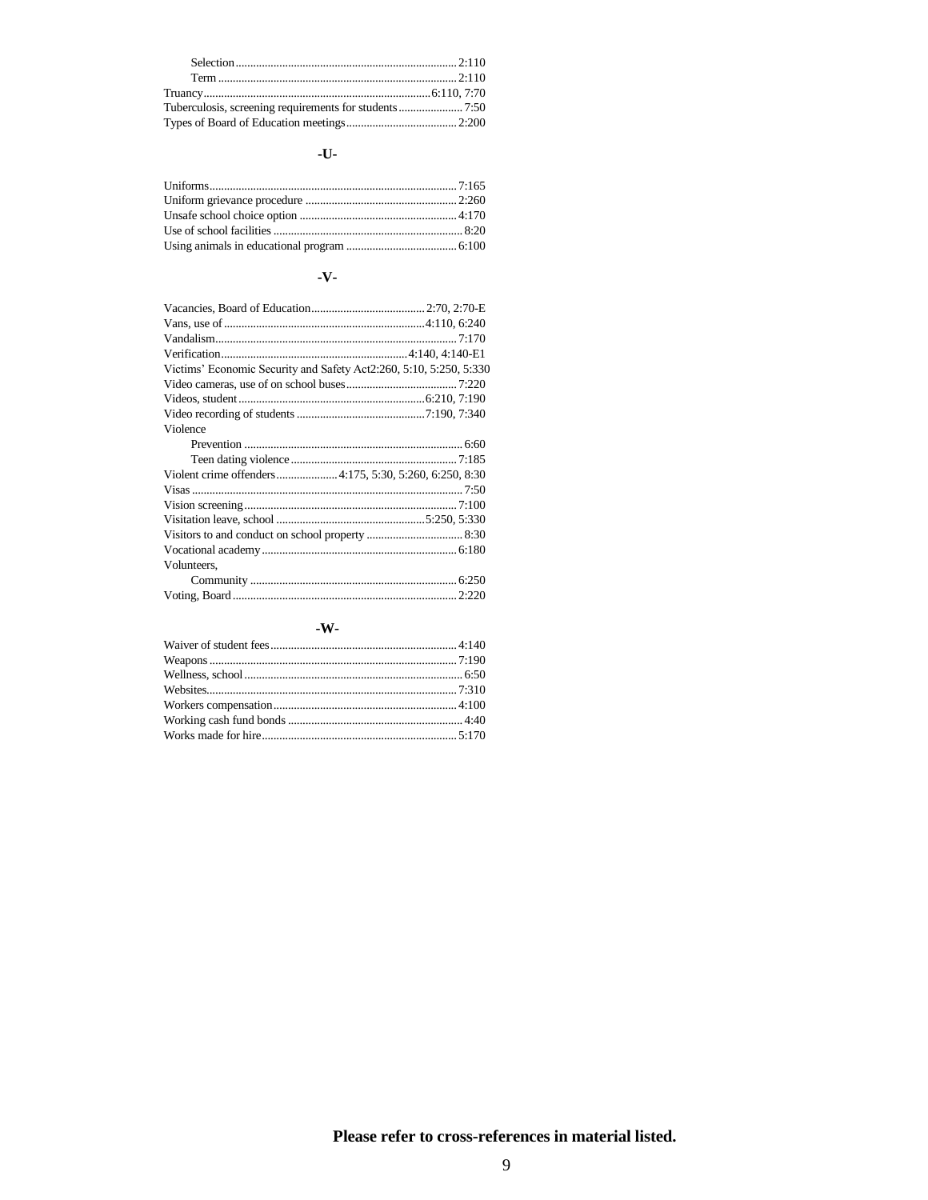Selection ... 2:110
Term ... 2:110

Truancy ... 6:110, 7:70
Tuberculosis, screening requirements for students ... 7:50
Types of Board of Education meetings ... 2:200

## -U-

Uniforms ... 7:165
Uniform grievance procedure ... 2:260
Unsafe school choice option ... 4:170
Use of school facilities ... 8:20
Using animals in educational program ... 6:100

## -V-

Vacancies, Board of Education ... 2:70, 2:70-E
Vans, use of ... 4:110, 6:240
Vandalism ... 7:170
Verification ... 4:140, 4:140-E1
Victims' Economic Security and Safety Act 2:260, 5:10, 5:250, 5:330
Video cameras, use of on school buses ... 7:220
Videos, student ... 6:210, 7:190
Video recording of students ... 7:190, 7:340
Violence
  Prevention ... 6:60
  Teen dating violence ... 7:185
Violent crime offenders ... 4:175, 5:30, 5:260, 6:250, 8:30
Visas ... 7:50
Vision screening ... 7:100
Visitation leave, school ... 5:250, 5:330
Visitors to and conduct on school property ... 8:30
Vocational academy ... 6:180
Volunteers,
  Community ... 6:250
Voting, Board ... 2:220

## -W-

Waiver of student fees ... 4:140
Weapons ... 7:190
Wellness, school ... 6:50
Websites ... 7:310
Workers compensation ... 4:100
Working cash fund bonds ... 4:40
Works made for hire ... 5:170

**Please refer to cross-references in material listed.**